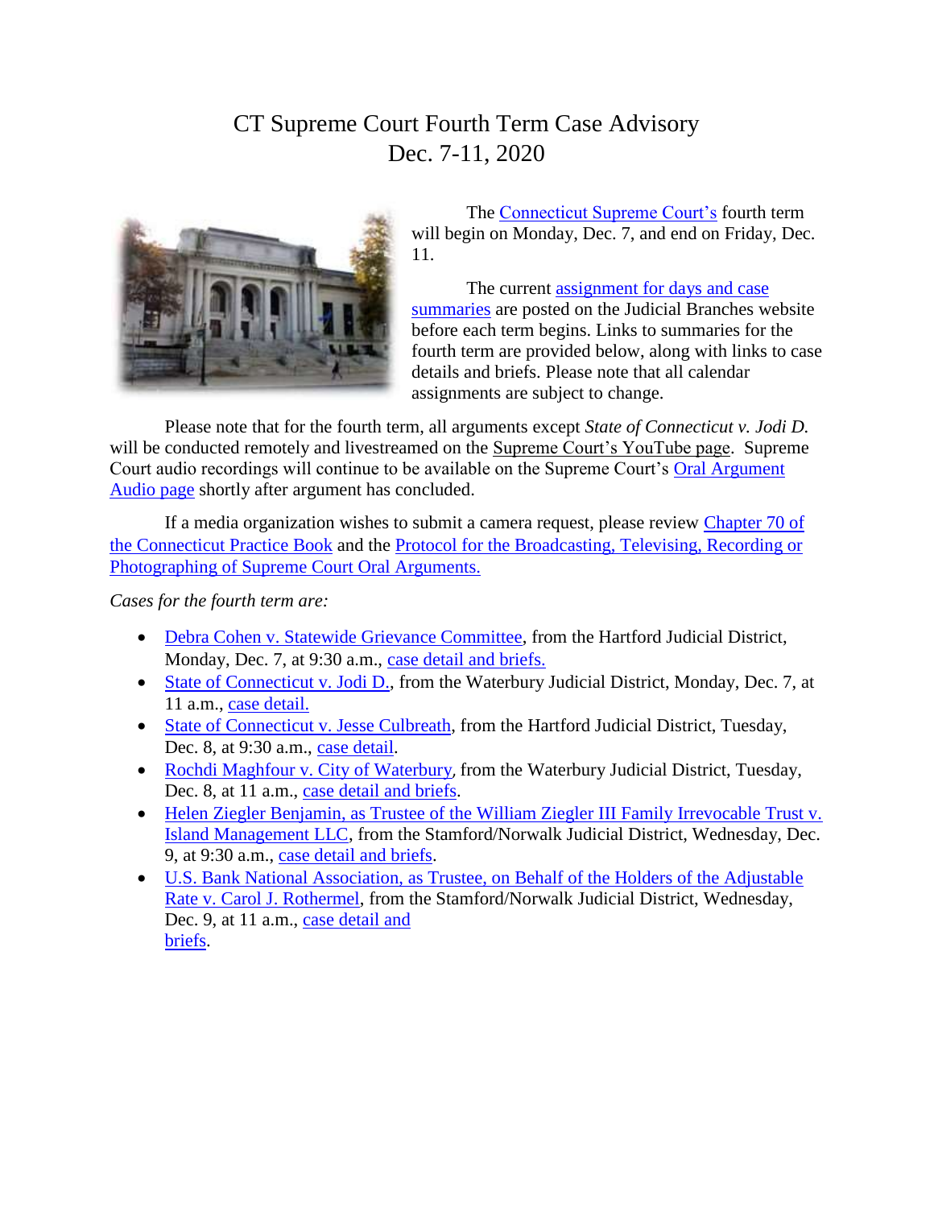# CT Supreme Court Fourth Term Case Advisory
# Dec. 7-11, 2020

The Connecticut Supreme Court's fourth term will begin on Monday, Dec. 7, and end on Friday, Dec. 11.

The current assignment for days and case summaries are posted on the Judicial Branches website before each term begins. Links to summaries for the fourth term are provided below, along with links to case details and briefs. Please note that all calendar assignments are subject to change.

Please note that for the fourth term, all arguments except *State of Connecticut v. Jodi D.* will be conducted remotely and livestreamed on the Supreme Court's YouTube page. Supreme Court audio recordings will continue to be available on the Supreme Court's Oral Argument Audio page shortly after argument has concluded.

If a media organization wishes to submit a camera request, please review Chapter 70 of the Connecticut Practice Book and the Protocol for the Broadcasting, Televising, Recording or Photographing of Supreme Court Oral Arguments.

*Cases for the fourth term are:*

- Debra Cohen v. Statewide Grievance Committee, from the Hartford Judicial District, Monday, Dec. 7, at 9:30 a.m., case detail and briefs.
- State of Connecticut v. Jodi D., from the Waterbury Judicial District, Monday, Dec. 7, at 11 a.m., case detail.
- State of Connecticut v. Jesse Culbreath, from the Hartford Judicial District, Tuesday, Dec. 8, at 9:30 a.m., case detail.
- Rochdi Maghfour v. City of Waterbury, from the Waterbury Judicial District, Tuesday, Dec. 8, at 11 a.m., case detail and briefs.
- Helen Ziegler Benjamin, as Trustee of the William Ziegler III Family Irrevocable Trust v. Island Management LLC, from the Stamford/Norwalk Judicial District, Wednesday, Dec. 9, at 9:30 a.m., case detail and briefs.
- U.S. Bank National Association, as Trustee, on Behalf of the Holders of the Adjustable Rate v. Carol J. Rothermel, from the Stamford/Norwalk Judicial District, Wednesday, Dec. 9, at 11 a.m., case detail and briefs.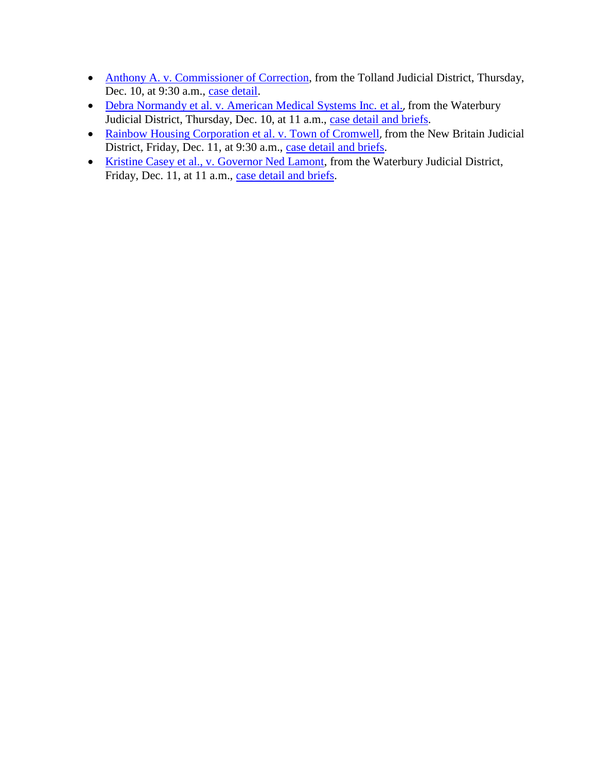- Anthony A. v. Commissioner of Correction, from the Tolland Judicial District, Thursday, Dec. 10, at 9:30 a.m., case detail.
- Debra Normandy et al. v. American Medical Systems Inc. et al., from the Waterbury Judicial District, Thursday, Dec. 10, at 11 a.m., case detail and briefs.
- Rainbow Housing Corporation et al. v. Town of Cromwell, from the New Britain Judicial District, Friday, Dec. 11, at 9:30 a.m., case detail and briefs.
- Kristine Casey et al., v. Governor Ned Lamont, from the Waterbury Judicial District, Friday, Dec. 11, at 11 a.m., case detail and briefs.